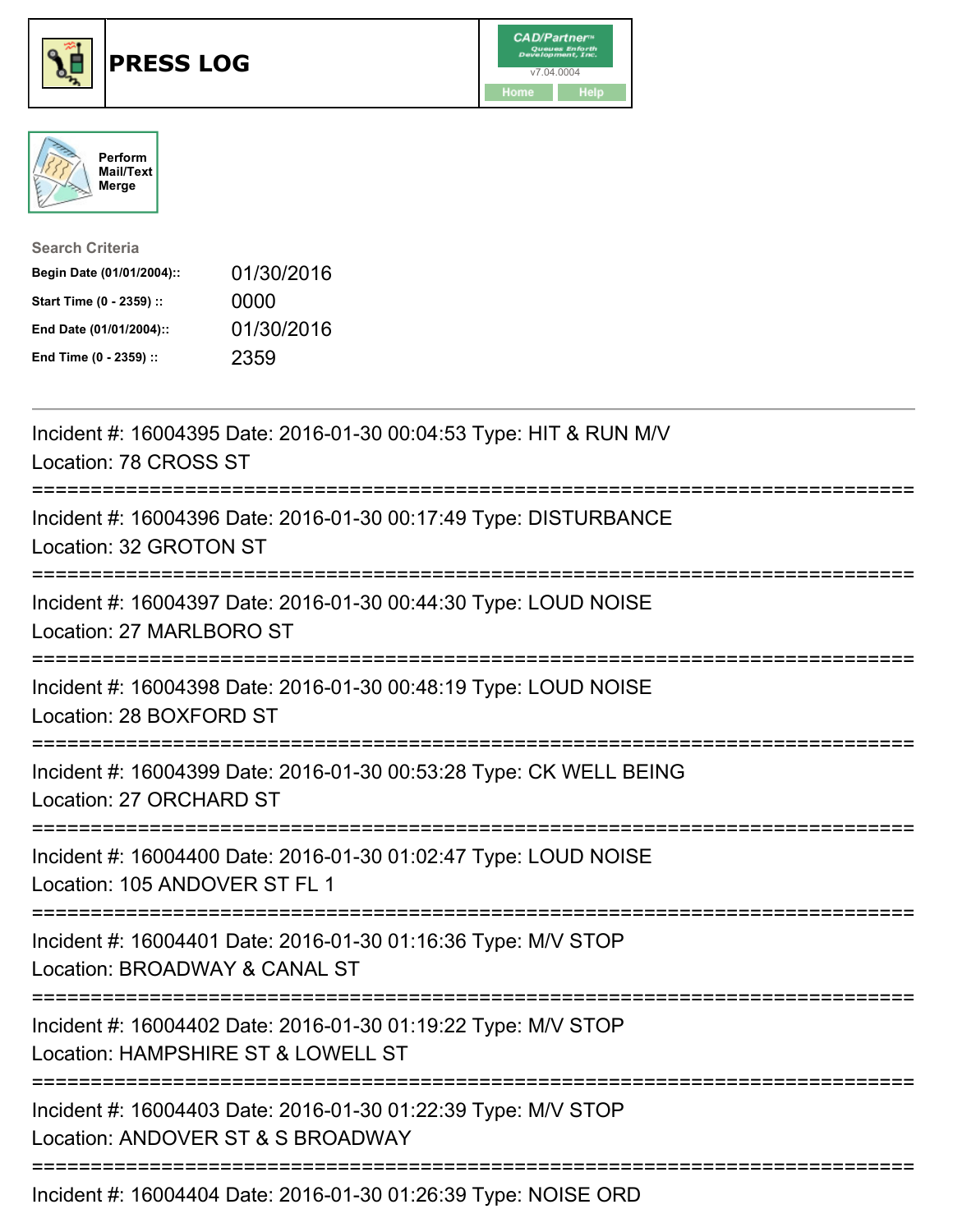# PRESS LOG

CAD/Partner™ Queues Enforth Development, Inc. v7.04.0004

Home | Help

Perform Mail/Text Merge

**Search Criteria**

| | |
|---|---|
| **Begin Date (01/01/2004)::** | 01/30/2016 |
| **Start Time (0 - 2359) ::** | 0000 |
| **End Date (01/01/2004)::** | 01/30/2016 |
| **End Time (0 - 2359) ::** | 2359 |

---

Incident #: 16004395 Date: 2016-01-30 00:04:53 Type: HIT & RUN M/V
Location: 78 CROSS ST

===========================================================================

Incident #: 16004396 Date: 2016-01-30 00:17:49 Type: DISTURBANCE
Location: 32 GROTON ST

===========================================================================

Incident #: 16004397 Date: 2016-01-30 00:44:30 Type: LOUD NOISE
Location: 27 MARLBORO ST

===========================================================================

Incident #: 16004398 Date: 2016-01-30 00:48:19 Type: LOUD NOISE
Location: 28 BOXFORD ST

===========================================================================

Incident #: 16004399 Date: 2016-01-30 00:53:28 Type: CK WELL BEING
Location: 27 ORCHARD ST

===========================================================================

Incident #: 16004400 Date: 2016-01-30 01:02:47 Type: LOUD NOISE
Location: 105 ANDOVER ST FL 1

===========================================================================

Incident #: 16004401 Date: 2016-01-30 01:16:36 Type: M/V STOP
Location: BROADWAY & CANAL ST

===========================================================================

Incident #: 16004402 Date: 2016-01-30 01:19:22 Type: M/V STOP
Location: HAMPSHIRE ST & LOWELL ST

===========================================================================

Incident #: 16004403 Date: 2016-01-30 01:22:39 Type: M/V STOP
Location: ANDOVER ST & S BROADWAY

===========================================================================

Incident #: 16004404 Date: 2016-01-30 01:26:39 Type: NOISE ORD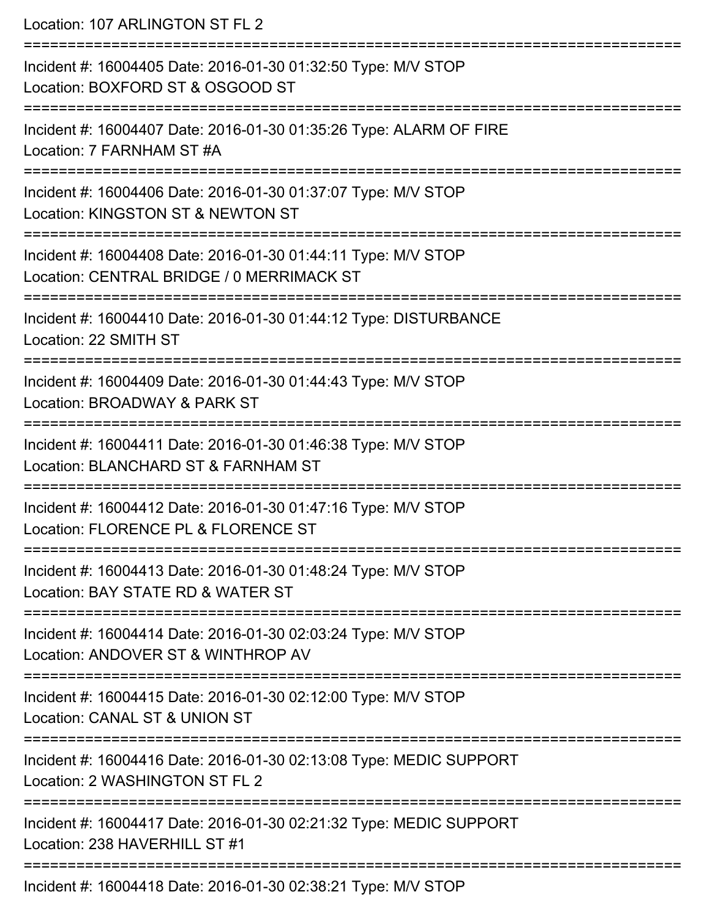Location: 107 ARLINGTON ST FL 2

===========================================================================

Incident #: 16004405 Date: 2016-01-30 01:32:50 Type: M/V STOP
Location: BOXFORD ST & OSGOOD ST

===========================================================================

Incident #: 16004407 Date: 2016-01-30 01:35:26 Type: ALARM OF FIRE
Location: 7 FARNHAM ST #A

===========================================================================

Incident #: 16004406 Date: 2016-01-30 01:37:07 Type: M/V STOP
Location: KINGSTON ST & NEWTON ST

===========================================================================

Incident #: 16004408 Date: 2016-01-30 01:44:11 Type: M/V STOP
Location: CENTRAL BRIDGE / 0 MERRIMACK ST

===========================================================================

Incident #: 16004410 Date: 2016-01-30 01:44:12 Type: DISTURBANCE
Location: 22 SMITH ST

===========================================================================

Incident #: 16004409 Date: 2016-01-30 01:44:43 Type: M/V STOP
Location: BROADWAY & PARK ST

===========================================================================

Incident #: 16004411 Date: 2016-01-30 01:46:38 Type: M/V STOP
Location: BLANCHARD ST & FARNHAM ST

===========================================================================

Incident #: 16004412 Date: 2016-01-30 01:47:16 Type: M/V STOP
Location: FLORENCE PL & FLORENCE ST

===========================================================================

Incident #: 16004413 Date: 2016-01-30 01:48:24 Type: M/V STOP
Location: BAY STATE RD & WATER ST

===========================================================================

Incident #: 16004414 Date: 2016-01-30 02:03:24 Type: M/V STOP
Location: ANDOVER ST & WINTHROP AV

===========================================================================

Incident #: 16004415 Date: 2016-01-30 02:12:00 Type: M/V STOP
Location: CANAL ST & UNION ST

===========================================================================

Incident #: 16004416 Date: 2016-01-30 02:13:08 Type: MEDIC SUPPORT
Location: 2 WASHINGTON ST FL 2

===========================================================================

Incident #: 16004417 Date: 2016-01-30 02:21:32 Type: MEDIC SUPPORT
Location: 238 HAVERHILL ST #1

===========================================================================

Incident #: 16004418 Date: 2016-01-30 02:38:21 Type: M/V STOP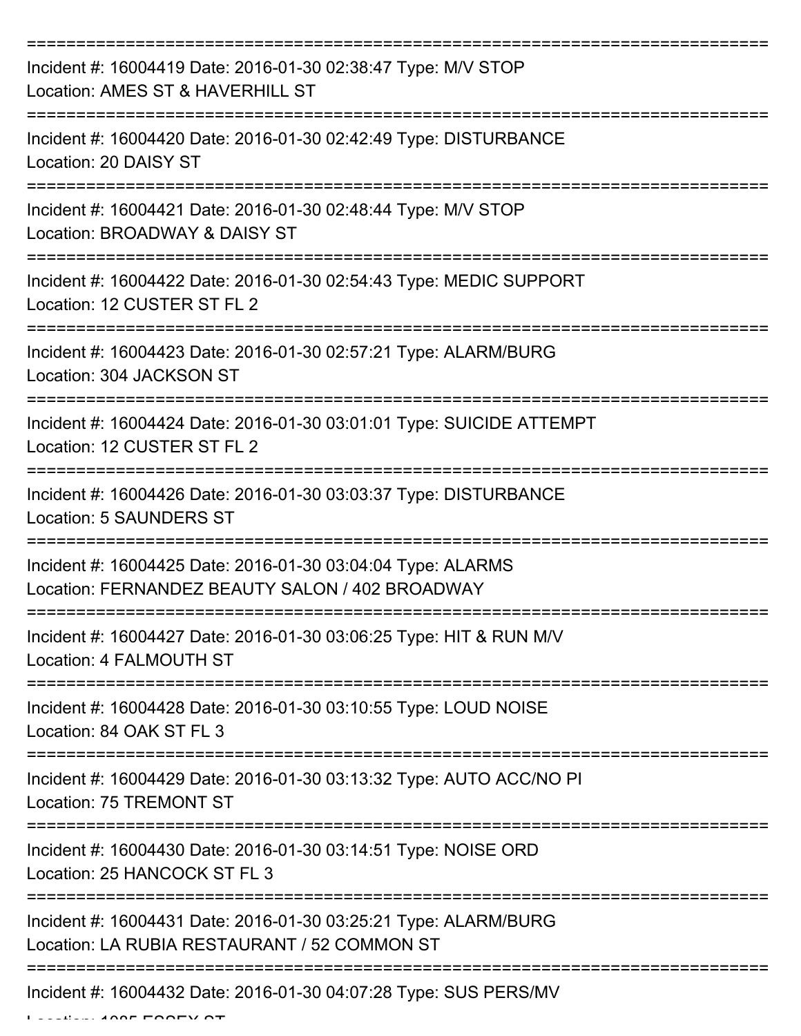===========================================================================

Incident #: 16004419 Date: 2016-01-30 02:38:47 Type: M/V STOP
Location: AMES ST & HAVERHILL ST

===========================================================================

Incident #: 16004420 Date: 2016-01-30 02:42:49 Type: DISTURBANCE
Location: 20 DAISY ST

===========================================================================

Incident #: 16004421 Date: 2016-01-30 02:48:44 Type: M/V STOP
Location: BROADWAY & DAISY ST

===========================================================================

Incident #: 16004422 Date: 2016-01-30 02:54:43 Type: MEDIC SUPPORT
Location: 12 CUSTER ST FL 2

===========================================================================

Incident #: 16004423 Date: 2016-01-30 02:57:21 Type: ALARM/BURG
Location: 304 JACKSON ST

===========================================================================

Incident #: 16004424 Date: 2016-01-30 03:01:01 Type: SUICIDE ATTEMPT
Location: 12 CUSTER ST FL 2

===========================================================================

Incident #: 16004426 Date: 2016-01-30 03:03:37 Type: DISTURBANCE
Location: 5 SAUNDERS ST

===========================================================================

Incident #: 16004425 Date: 2016-01-30 03:04:04 Type: ALARMS
Location: FERNANDEZ BEAUTY SALON / 402 BROADWAY

===========================================================================

Incident #: 16004427 Date: 2016-01-30 03:06:25 Type: HIT & RUN M/V
Location: 4 FALMOUTH ST

===========================================================================

Incident #: 16004428 Date: 2016-01-30 03:10:55 Type: LOUD NOISE
Location: 84 OAK ST FL 3

===========================================================================

Incident #: 16004429 Date: 2016-01-30 03:13:32 Type: AUTO ACC/NO PI
Location: 75 TREMONT ST

===========================================================================

Incident #: 16004430 Date: 2016-01-30 03:14:51 Type: NOISE ORD
Location: 25 HANCOCK ST FL 3

===========================================================================

Incident #: 16004431 Date: 2016-01-30 03:25:21 Type: ALARM/BURG
Location: LA RUBIA RESTAURANT / 52 COMMON ST

===========================================================================

Incident #: 16004432 Date: 2016-01-30 04:07:28 Type: SUS PERS/MV
Location: 1085 ESSEX ST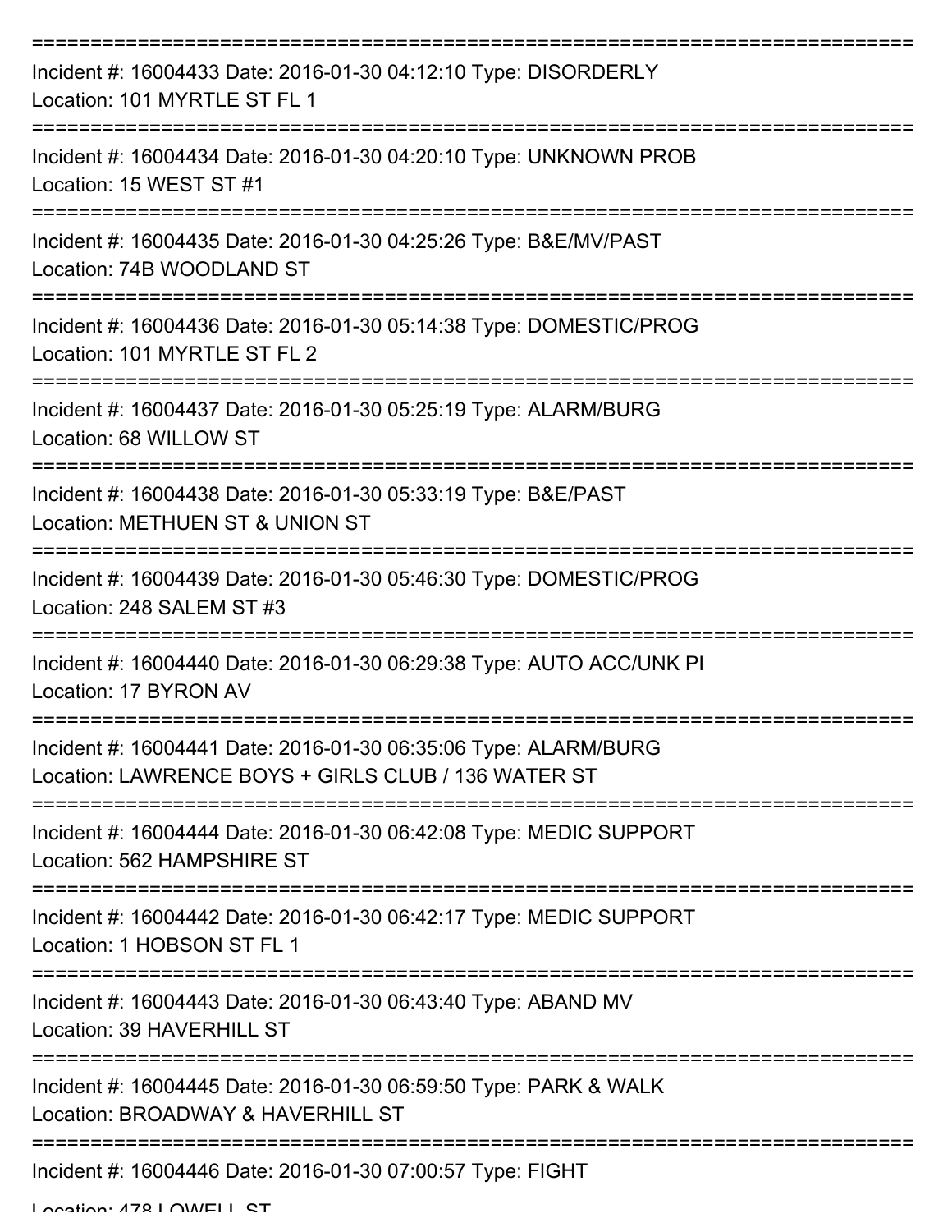===========================================================================

Incident #: 16004433 Date: 2016-01-30 04:12:10 Type: DISORDERLY
Location: 101 MYRTLE ST FL 1

===========================================================================

Incident #: 16004434 Date: 2016-01-30 04:20:10 Type: UNKNOWN PROB
Location: 15 WEST ST #1

===========================================================================

Incident #: 16004435 Date: 2016-01-30 04:25:26 Type: B&E/MV/PAST
Location: 74B WOODLAND ST

===========================================================================

Incident #: 16004436 Date: 2016-01-30 05:14:38 Type: DOMESTIC/PROG
Location: 101 MYRTLE ST FL 2

===========================================================================

Incident #: 16004437 Date: 2016-01-30 05:25:19 Type: ALARM/BURG
Location: 68 WILLOW ST

===========================================================================

Incident #: 16004438 Date: 2016-01-30 05:33:19 Type: B&E/PAST
Location: METHUEN ST & UNION ST

===========================================================================

Incident #: 16004439 Date: 2016-01-30 05:46:30 Type: DOMESTIC/PROG
Location: 248 SALEM ST #3

===========================================================================

Incident #: 16004440 Date: 2016-01-30 06:29:38 Type: AUTO ACC/UNK PI
Location: 17 BYRON AV

===========================================================================

Incident #: 16004441 Date: 2016-01-30 06:35:06 Type: ALARM/BURG
Location: LAWRENCE BOYS + GIRLS CLUB / 136 WATER ST

===========================================================================

Incident #: 16004444 Date: 2016-01-30 06:42:08 Type: MEDIC SUPPORT
Location: 562 HAMPSHIRE ST

===========================================================================

Incident #: 16004442 Date: 2016-01-30 06:42:17 Type: MEDIC SUPPORT
Location: 1 HOBSON ST FL 1

===========================================================================

Incident #: 16004443 Date: 2016-01-30 06:43:40 Type: ABAND MV
Location: 39 HAVERHILL ST

===========================================================================

Incident #: 16004445 Date: 2016-01-30 06:59:50 Type: PARK & WALK
Location: BROADWAY & HAVERHILL ST

===========================================================================

Incident #: 16004446 Date: 2016-01-30 07:00:57 Type: FIGHT
Location: 478 LOWELL ST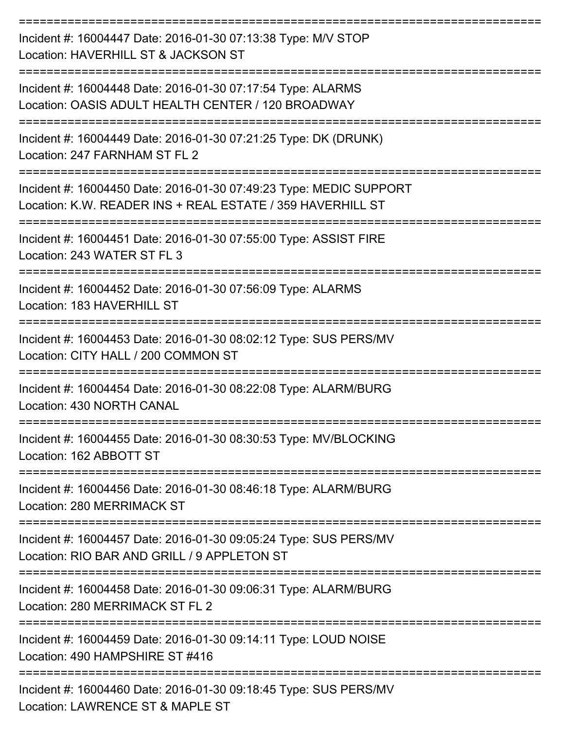===========================================================================

Incident #: 16004447 Date: 2016-01-30 07:13:38 Type: M/V STOP
Location: HAVERHILL ST & JACKSON ST

===========================================================================

Incident #: 16004448 Date: 2016-01-30 07:17:54 Type: ALARMS
Location: OASIS ADULT HEALTH CENTER / 120 BROADWAY

===========================================================================

Incident #: 16004449 Date: 2016-01-30 07:21:25 Type: DK (DRUNK)
Location: 247 FARNHAM ST FL 2

===========================================================================

Incident #: 16004450 Date: 2016-01-30 07:49:23 Type: MEDIC SUPPORT
Location: K.W. READER INS + REAL ESTATE / 359 HAVERHILL ST

===========================================================================

Incident #: 16004451 Date: 2016-01-30 07:55:00 Type: ASSIST FIRE
Location: 243 WATER ST FL 3

===========================================================================

Incident #: 16004452 Date: 2016-01-30 07:56:09 Type: ALARMS
Location: 183 HAVERHILL ST

===========================================================================

Incident #: 16004453 Date: 2016-01-30 08:02:12 Type: SUS PERS/MV
Location: CITY HALL / 200 COMMON ST

===========================================================================

Incident #: 16004454 Date: 2016-01-30 08:22:08 Type: ALARM/BURG
Location: 430 NORTH CANAL

===========================================================================

Incident #: 16004455 Date: 2016-01-30 08:30:53 Type: MV/BLOCKING
Location: 162 ABBOTT ST

===========================================================================

Incident #: 16004456 Date: 2016-01-30 08:46:18 Type: ALARM/BURG
Location: 280 MERRIMACK ST

===========================================================================

Incident #: 16004457 Date: 2016-01-30 09:05:24 Type: SUS PERS/MV
Location: RIO BAR AND GRILL / 9 APPLETON ST

===========================================================================

Incident #: 16004458 Date: 2016-01-30 09:06:31 Type: ALARM/BURG
Location: 280 MERRIMACK ST FL 2

===========================================================================

Incident #: 16004459 Date: 2016-01-30 09:14:11 Type: LOUD NOISE
Location: 490 HAMPSHIRE ST #416

===========================================================================

Incident #: 16004460 Date: 2016-01-30 09:18:45 Type: SUS PERS/MV
Location: LAWRENCE ST & MAPLE ST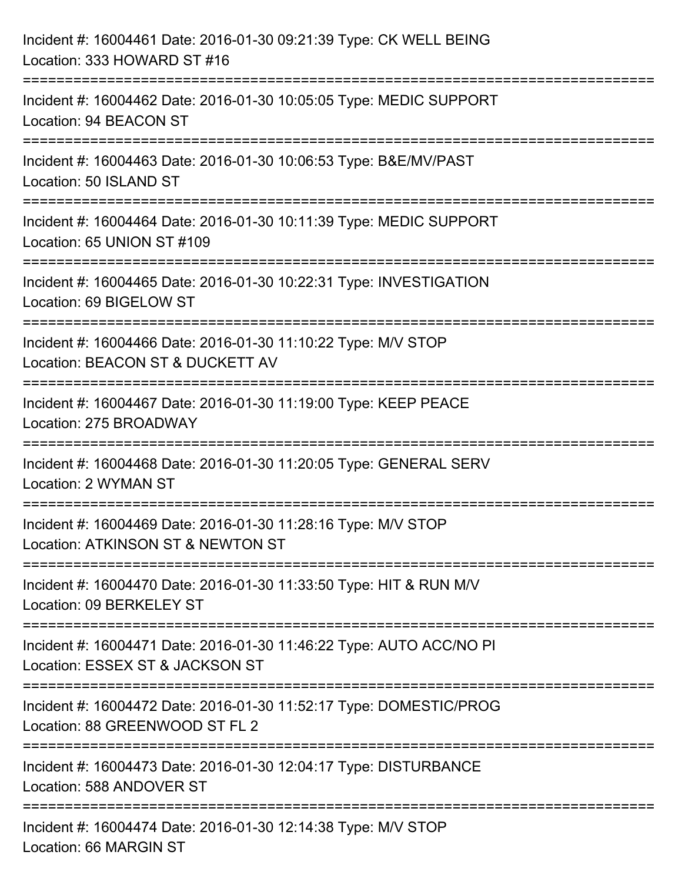Incident #: 16004461 Date: 2016-01-30 09:21:39 Type: CK WELL BEING
Location: 333 HOWARD ST #16

===========================================================================

Incident #: 16004462 Date: 2016-01-30 10:05:05 Type: MEDIC SUPPORT
Location: 94 BEACON ST

===========================================================================

Incident #: 16004463 Date: 2016-01-30 10:06:53 Type: B&E/MV/PAST
Location: 50 ISLAND ST

===========================================================================

Incident #: 16004464 Date: 2016-01-30 10:11:39 Type: MEDIC SUPPORT
Location: 65 UNION ST #109

===========================================================================

Incident #: 16004465 Date: 2016-01-30 10:22:31 Type: INVESTIGATION
Location: 69 BIGELOW ST

===========================================================================

Incident #: 16004466 Date: 2016-01-30 11:10:22 Type: M/V STOP
Location: BEACON ST & DUCKETT AV

===========================================================================

Incident #: 16004467 Date: 2016-01-30 11:19:00 Type: KEEP PEACE
Location: 275 BROADWAY

===========================================================================

Incident #: 16004468 Date: 2016-01-30 11:20:05 Type: GENERAL SERV
Location: 2 WYMAN ST

===========================================================================

Incident #: 16004469 Date: 2016-01-30 11:28:16 Type: M/V STOP
Location: ATKINSON ST & NEWTON ST

===========================================================================

Incident #: 16004470 Date: 2016-01-30 11:33:50 Type: HIT & RUN M/V
Location: 09 BERKELEY ST

===========================================================================

Incident #: 16004471 Date: 2016-01-30 11:46:22 Type: AUTO ACC/NO PI
Location: ESSEX ST & JACKSON ST

===========================================================================

Incident #: 16004472 Date: 2016-01-30 11:52:17 Type: DOMESTIC/PROG
Location: 88 GREENWOOD ST FL 2

===========================================================================

Incident #: 16004473 Date: 2016-01-30 12:04:17 Type: DISTURBANCE
Location: 588 ANDOVER ST

===========================================================================

Incident #: 16004474 Date: 2016-01-30 12:14:38 Type: M/V STOP
Location: 66 MARGIN ST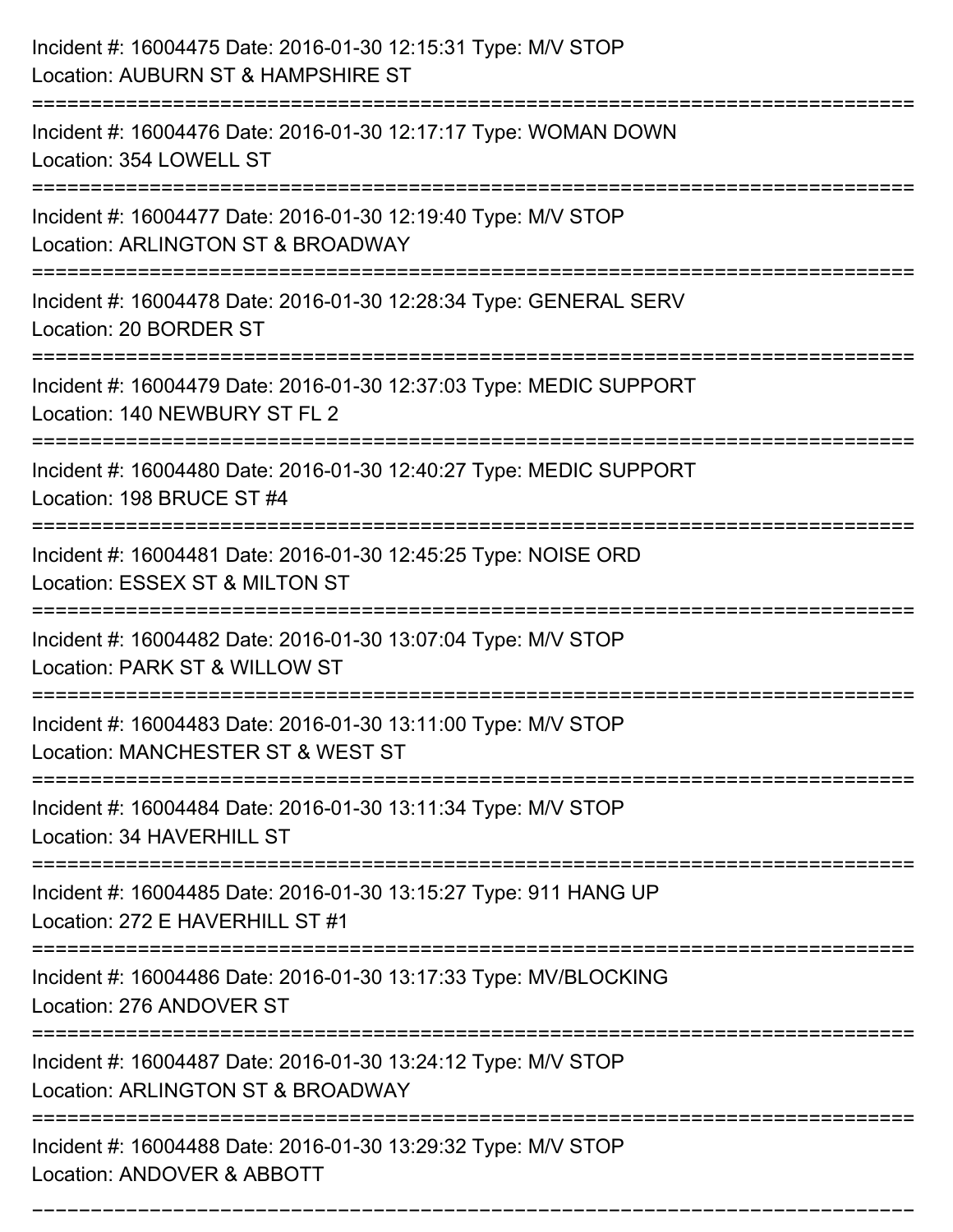Incident #: 16004475 Date: 2016-01-30 12:15:31 Type: M/V STOP
Location: AUBURN ST & HAMPSHIRE ST

===========================================================================

Incident #: 16004476 Date: 2016-01-30 12:17:17 Type: WOMAN DOWN
Location: 354 LOWELL ST

===========================================================================

Incident #: 16004477 Date: 2016-01-30 12:19:40 Type: M/V STOP
Location: ARLINGTON ST & BROADWAY

===========================================================================

Incident #: 16004478 Date: 2016-01-30 12:28:34 Type: GENERAL SERV
Location: 20 BORDER ST

===========================================================================

Incident #: 16004479 Date: 2016-01-30 12:37:03 Type: MEDIC SUPPORT
Location: 140 NEWBURY ST FL 2

===========================================================================

Incident #: 16004480 Date: 2016-01-30 12:40:27 Type: MEDIC SUPPORT
Location: 198 BRUCE ST #4

===========================================================================

Incident #: 16004481 Date: 2016-01-30 12:45:25 Type: NOISE ORD
Location: ESSEX ST & MILTON ST

===========================================================================

Incident #: 16004482 Date: 2016-01-30 13:07:04 Type: M/V STOP
Location: PARK ST & WILLOW ST

===========================================================================

Incident #: 16004483 Date: 2016-01-30 13:11:00 Type: M/V STOP
Location: MANCHESTER ST & WEST ST

===========================================================================

Incident #: 16004484 Date: 2016-01-30 13:11:34 Type: M/V STOP
Location: 34 HAVERHILL ST

===========================================================================

Incident #: 16004485 Date: 2016-01-30 13:15:27 Type: 911 HANG UP
Location: 272 E HAVERHILL ST #1

===========================================================================

Incident #: 16004486 Date: 2016-01-30 13:17:33 Type: MV/BLOCKING
Location: 276 ANDOVER ST

===========================================================================

Incident #: 16004487 Date: 2016-01-30 13:24:12 Type: M/V STOP
Location: ARLINGTON ST & BROADWAY

===========================================================================

Incident #: 16004488 Date: 2016-01-30 13:29:32 Type: M/V STOP
Location: ANDOVER & ABBOTT

===========================================================================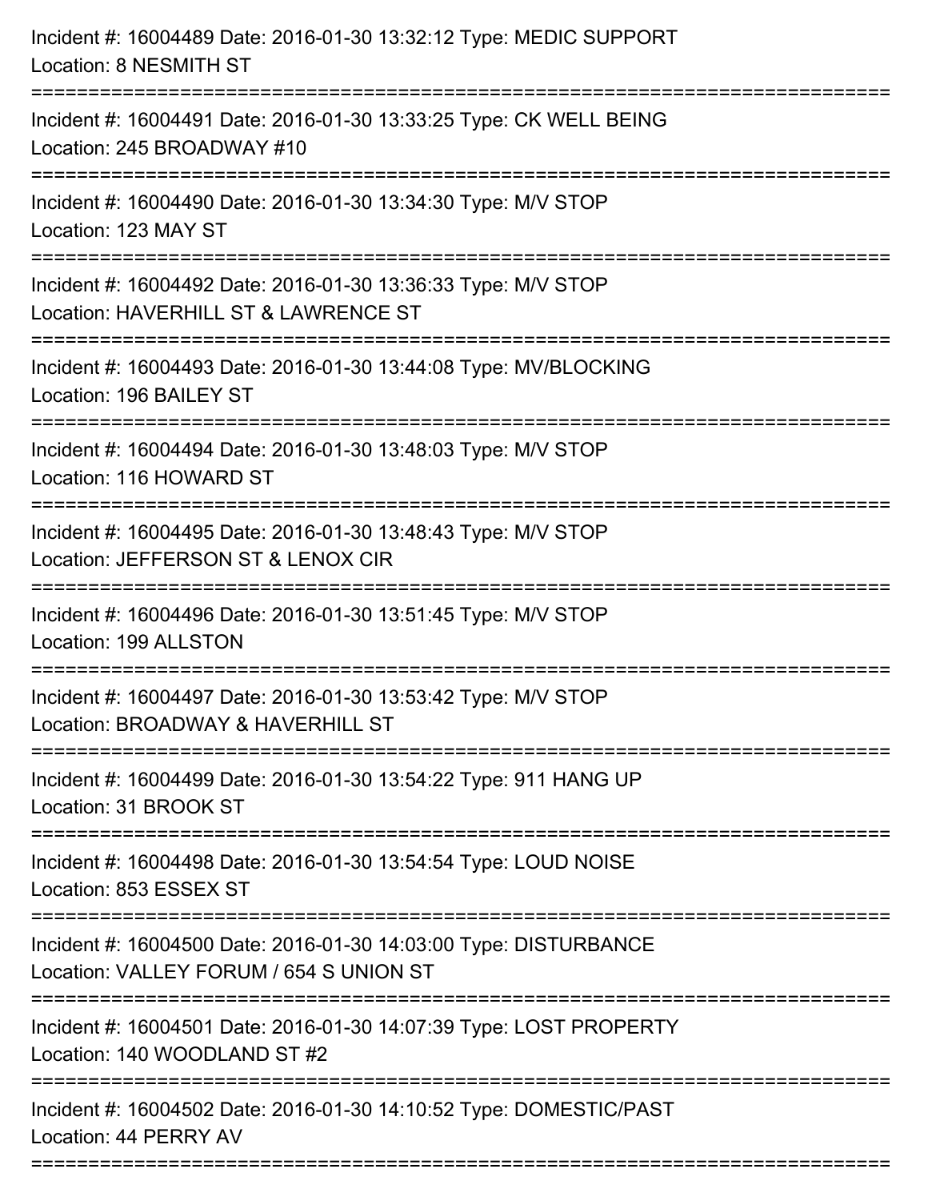Incident #: 16004489 Date: 2016-01-30 13:32:12 Type: MEDIC SUPPORT
Location: 8 NESMITH ST

===========================================================================

Incident #: 16004491 Date: 2016-01-30 13:33:25 Type: CK WELL BEING
Location: 245 BROADWAY #10

===========================================================================

Incident #: 16004490 Date: 2016-01-30 13:34:30 Type: M/V STOP
Location: 123 MAY ST

===========================================================================

Incident #: 16004492 Date: 2016-01-30 13:36:33 Type: M/V STOP
Location: HAVERHILL ST & LAWRENCE ST

===========================================================================

Incident #: 16004493 Date: 2016-01-30 13:44:08 Type: MV/BLOCKING
Location: 196 BAILEY ST

===========================================================================

Incident #: 16004494 Date: 2016-01-30 13:48:03 Type: M/V STOP
Location: 116 HOWARD ST

===========================================================================

Incident #: 16004495 Date: 2016-01-30 13:48:43 Type: M/V STOP
Location: JEFFERSON ST & LENOX CIR

===========================================================================

Incident #: 16004496 Date: 2016-01-30 13:51:45 Type: M/V STOP
Location: 199 ALLSTON

===========================================================================

Incident #: 16004497 Date: 2016-01-30 13:53:42 Type: M/V STOP
Location: BROADWAY & HAVERHILL ST

===========================================================================

Incident #: 16004499 Date: 2016-01-30 13:54:22 Type: 911 HANG UP
Location: 31 BROOK ST

===========================================================================

Incident #: 16004498 Date: 2016-01-30 13:54:54 Type: LOUD NOISE
Location: 853 ESSEX ST

===========================================================================

Incident #: 16004500 Date: 2016-01-30 14:03:00 Type: DISTURBANCE
Location: VALLEY FORUM / 654 S UNION ST

===========================================================================

Incident #: 16004501 Date: 2016-01-30 14:07:39 Type: LOST PROPERTY
Location: 140 WOODLAND ST #2

===========================================================================

Incident #: 16004502 Date: 2016-01-30 14:10:52 Type: DOMESTIC/PAST
Location: 44 PERRY AV

===========================================================================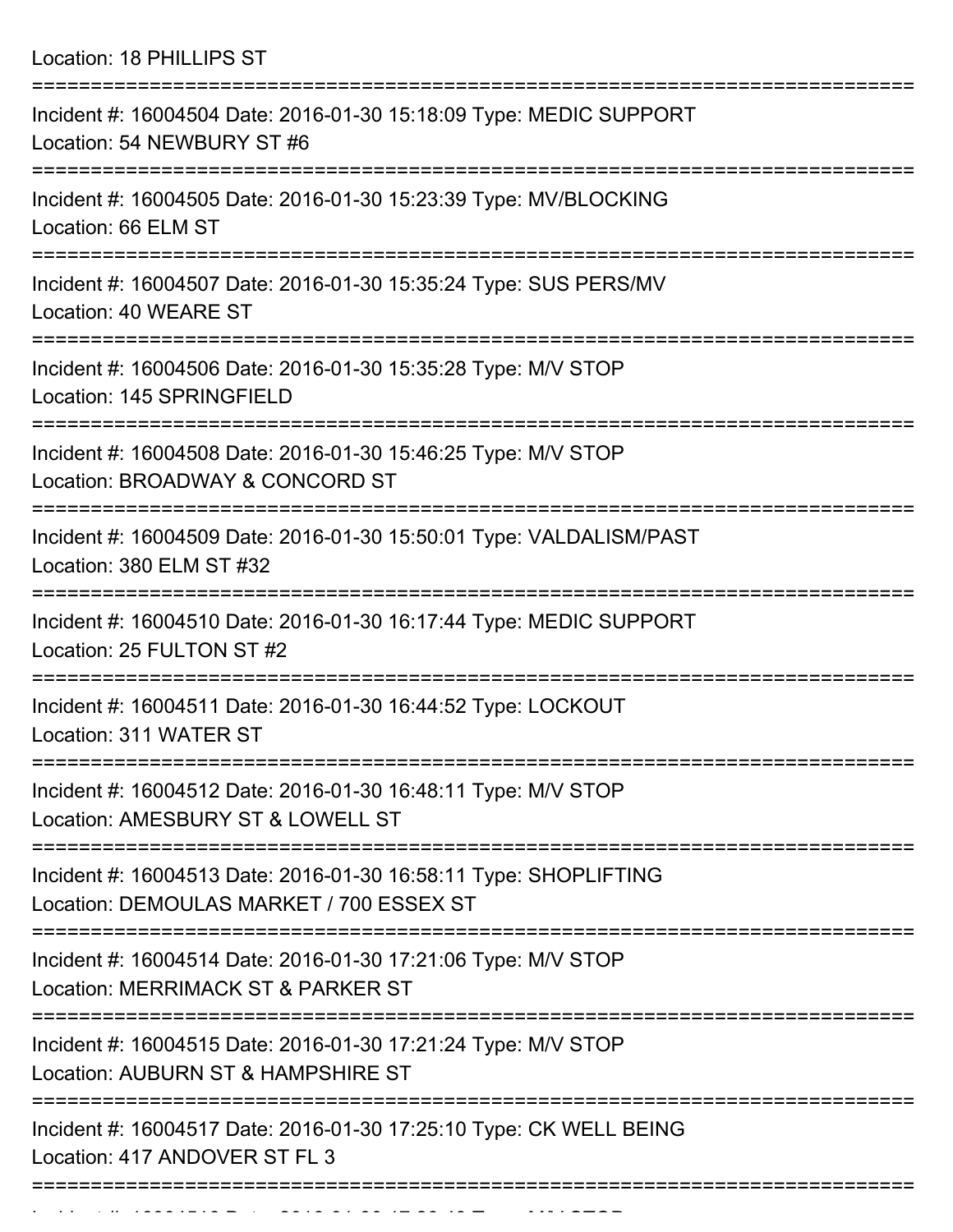Location: 18 PHILLIPS ST

===========================================================================

Incident #: 16004504 Date: 2016-01-30 15:18:09 Type: MEDIC SUPPORT
Location: 54 NEWBURY ST #6

===========================================================================

Incident #: 16004505 Date: 2016-01-30 15:23:39 Type: MV/BLOCKING
Location: 66 ELM ST

===========================================================================

Incident #: 16004507 Date: 2016-01-30 15:35:24 Type: SUS PERS/MV
Location: 40 WEARE ST

===========================================================================

Incident #: 16004506 Date: 2016-01-30 15:35:28 Type: M/V STOP
Location: 145 SPRINGFIELD

===========================================================================

Incident #: 16004508 Date: 2016-01-30 15:46:25 Type: M/V STOP
Location: BROADWAY & CONCORD ST

===========================================================================

Incident #: 16004509 Date: 2016-01-30 15:50:01 Type: VALDALISM/PAST
Location: 380 ELM ST #32

===========================================================================

Incident #: 16004510 Date: 2016-01-30 16:17:44 Type: MEDIC SUPPORT
Location: 25 FULTON ST #2

===========================================================================

Incident #: 16004511 Date: 2016-01-30 16:44:52 Type: LOCKOUT
Location: 311 WATER ST

===========================================================================

Incident #: 16004512 Date: 2016-01-30 16:48:11 Type: M/V STOP
Location: AMESBURY ST & LOWELL ST

===========================================================================

Incident #: 16004513 Date: 2016-01-30 16:58:11 Type: SHOPLIFTING
Location: DEMOULAS MARKET / 700 ESSEX ST

===========================================================================

Incident #: 16004514 Date: 2016-01-30 17:21:06 Type: M/V STOP
Location: MERRIMACK ST & PARKER ST

===========================================================================

Incident #: 16004515 Date: 2016-01-30 17:21:24 Type: M/V STOP
Location: AUBURN ST & HAMPSHIRE ST

===========================================================================

Incident #: 16004517 Date: 2016-01-30 17:25:10 Type: CK WELL BEING
Location: 417 ANDOVER ST FL 3

===========================================================================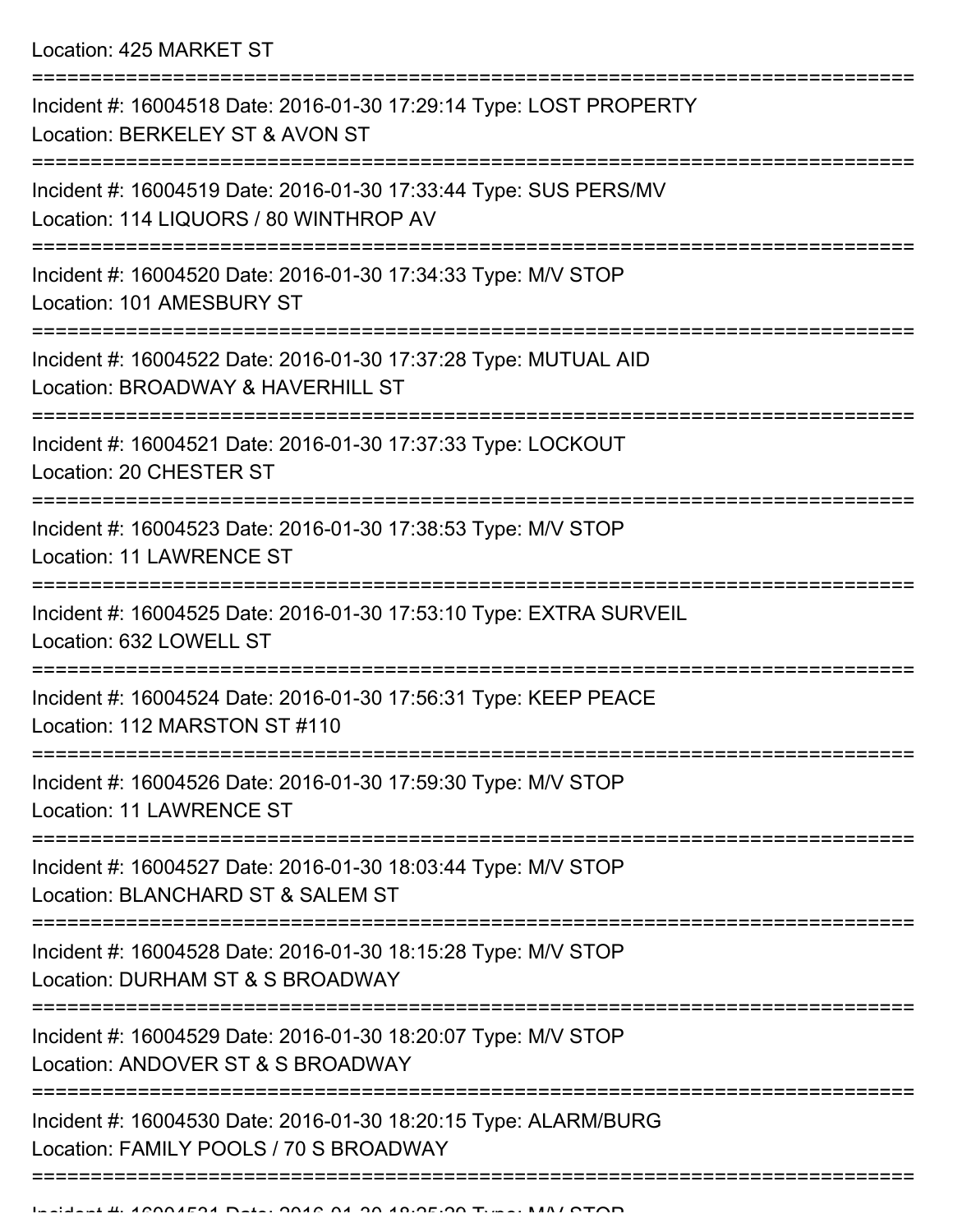Location: 425 MARKET ST

===========================================================================

Incident #: 16004518 Date: 2016-01-30 17:29:14 Type: LOST PROPERTY
Location: BERKELEY ST & AVON ST

===========================================================================

Incident #: 16004519 Date: 2016-01-30 17:33:44 Type: SUS PERS/MV
Location: 114 LIQUORS / 80 WINTHROP AV

===========================================================================

Incident #: 16004520 Date: 2016-01-30 17:34:33 Type: M/V STOP
Location: 101 AMESBURY ST

===========================================================================

Incident #: 16004522 Date: 2016-01-30 17:37:28 Type: MUTUAL AID
Location: BROADWAY & HAVERHILL ST

===========================================================================

Incident #: 16004521 Date: 2016-01-30 17:37:33 Type: LOCKOUT
Location: 20 CHESTER ST

===========================================================================

Incident #: 16004523 Date: 2016-01-30 17:38:53 Type: M/V STOP
Location: 11 LAWRENCE ST

===========================================================================

Incident #: 16004525 Date: 2016-01-30 17:53:10 Type: EXTRA SURVEIL
Location: 632 LOWELL ST

===========================================================================

Incident #: 16004524 Date: 2016-01-30 17:56:31 Type: KEEP PEACE
Location: 112 MARSTON ST #110

===========================================================================

Incident #: 16004526 Date: 2016-01-30 17:59:30 Type: M/V STOP
Location: 11 LAWRENCE ST

===========================================================================

Incident #: 16004527 Date: 2016-01-30 18:03:44 Type: M/V STOP
Location: BLANCHARD ST & SALEM ST

===========================================================================

Incident #: 16004528 Date: 2016-01-30 18:15:28 Type: M/V STOP
Location: DURHAM ST & S BROADWAY

===========================================================================

Incident #: 16004529 Date: 2016-01-30 18:20:07 Type: M/V STOP
Location: ANDOVER ST & S BROADWAY

===========================================================================

Incident #: 16004530 Date: 2016-01-30 18:20:15 Type: ALARM/BURG
Location: FAMILY POOLS / 70 S BROADWAY

===========================================================================

Incident #: 16004531 Date: 2016-01-30 18:25:29 Type: M/V STOP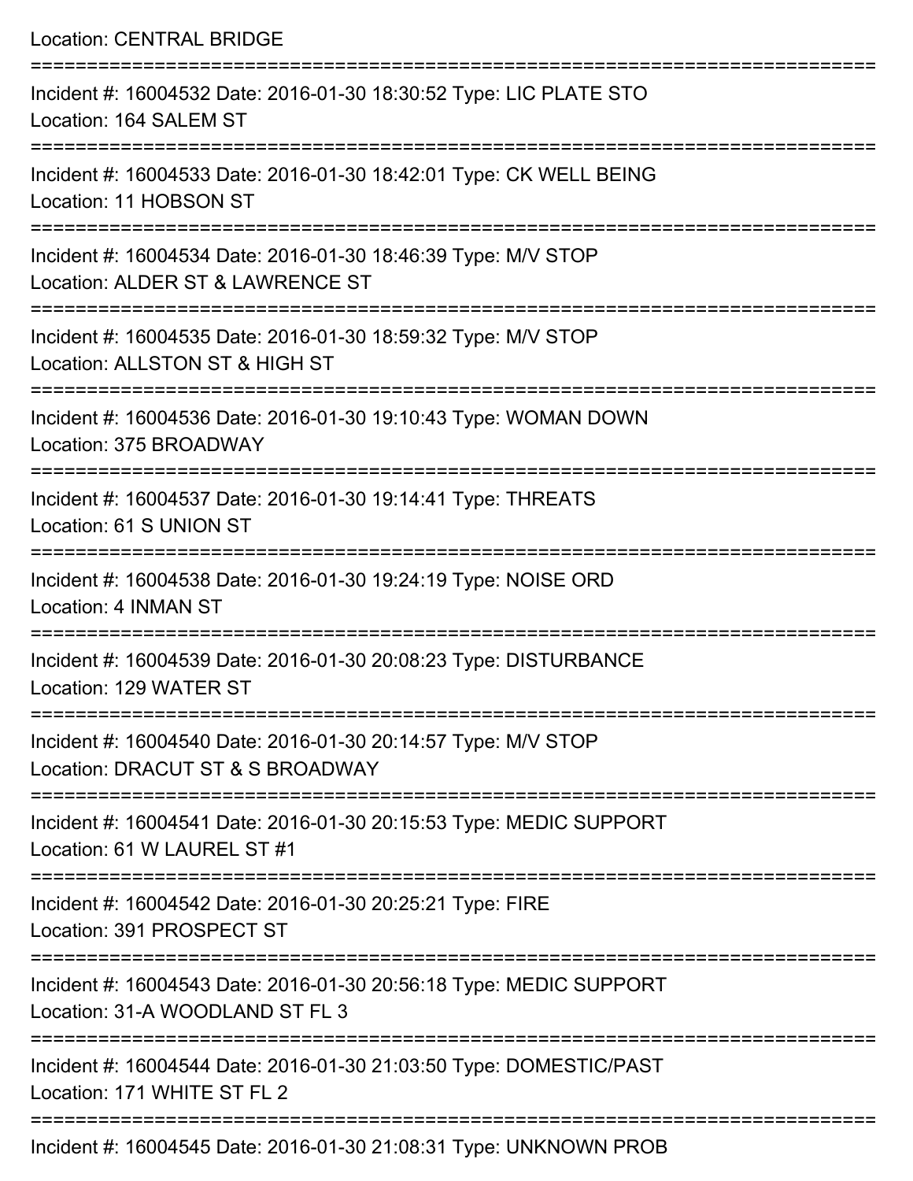Location: CENTRAL BRIDGE

===========================================================================

Incident #: 16004532 Date: 2016-01-30 18:30:52 Type: LIC PLATE STO
Location: 164 SALEM ST

===========================================================================

Incident #: 16004533 Date: 2016-01-30 18:42:01 Type: CK WELL BEING
Location: 11 HOBSON ST

===========================================================================

Incident #: 16004534 Date: 2016-01-30 18:46:39 Type: M/V STOP
Location: ALDER ST & LAWRENCE ST

===========================================================================

Incident #: 16004535 Date: 2016-01-30 18:59:32 Type: M/V STOP
Location: ALLSTON ST & HIGH ST

===========================================================================

Incident #: 16004536 Date: 2016-01-30 19:10:43 Type: WOMAN DOWN
Location: 375 BROADWAY

===========================================================================

Incident #: 16004537 Date: 2016-01-30 19:14:41 Type: THREATS
Location: 61 S UNION ST

===========================================================================

Incident #: 16004538 Date: 2016-01-30 19:24:19 Type: NOISE ORD
Location: 4 INMAN ST

===========================================================================

Incident #: 16004539 Date: 2016-01-30 20:08:23 Type: DISTURBANCE
Location: 129 WATER ST

===========================================================================

Incident #: 16004540 Date: 2016-01-30 20:14:57 Type: M/V STOP
Location: DRACUT ST & S BROADWAY

===========================================================================

Incident #: 16004541 Date: 2016-01-30 20:15:53 Type: MEDIC SUPPORT
Location: 61 W LAUREL ST #1

===========================================================================

Incident #: 16004542 Date: 2016-01-30 20:25:21 Type: FIRE
Location: 391 PROSPECT ST

===========================================================================

Incident #: 16004543 Date: 2016-01-30 20:56:18 Type: MEDIC SUPPORT
Location: 31-A WOODLAND ST FL 3

===========================================================================

Incident #: 16004544 Date: 2016-01-30 21:03:50 Type: DOMESTIC/PAST
Location: 171 WHITE ST FL 2

===========================================================================

Incident #: 16004545 Date: 2016-01-30 21:08:31 Type: UNKNOWN PROB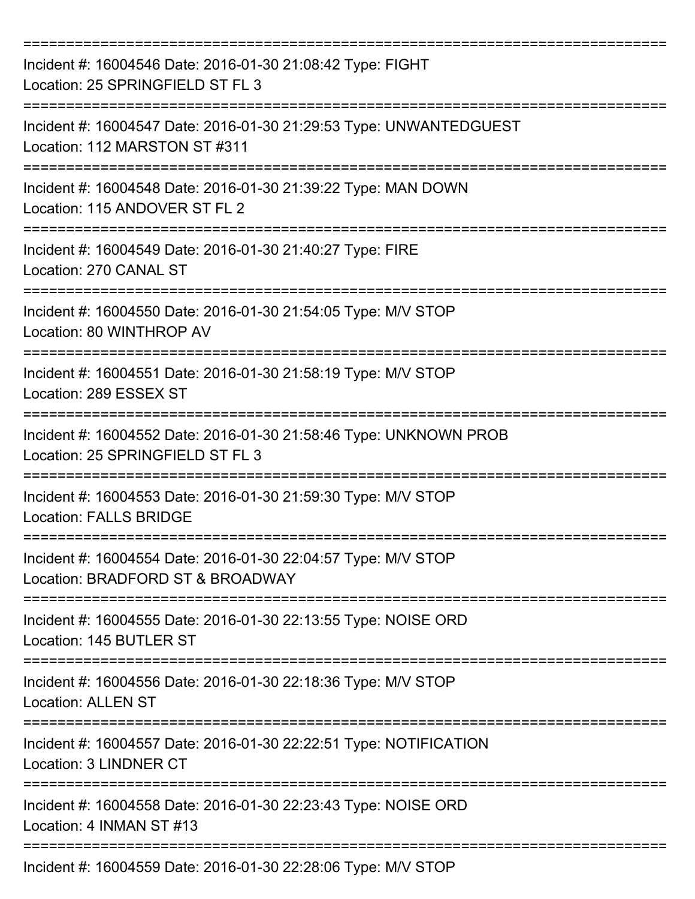==============================================================================
Incident #: 16004546 Date: 2016-01-30 21:08:42 Type: FIGHT
Location: 25 SPRINGFIELD ST FL 3
==============================================================================
Incident #: 16004547 Date: 2016-01-30 21:29:53 Type: UNWANTEDGUEST
Location: 112 MARSTON ST #311
==============================================================================
Incident #: 16004548 Date: 2016-01-30 21:39:22 Type: MAN DOWN
Location: 115 ANDOVER ST FL 2
==============================================================================
Incident #: 16004549 Date: 2016-01-30 21:40:27 Type: FIRE
Location: 270 CANAL ST
==============================================================================
Incident #: 16004550 Date: 2016-01-30 21:54:05 Type: M/V STOP
Location: 80 WINTHROP AV
==============================================================================
Incident #: 16004551 Date: 2016-01-30 21:58:19 Type: M/V STOP
Location: 289 ESSEX ST
==============================================================================
Incident #: 16004552 Date: 2016-01-30 21:58:46 Type: UNKNOWN PROB
Location: 25 SPRINGFIELD ST FL 3
==============================================================================
Incident #: 16004553 Date: 2016-01-30 21:59:30 Type: M/V STOP
Location: FALLS BRIDGE
==============================================================================
Incident #: 16004554 Date: 2016-01-30 22:04:57 Type: M/V STOP
Location: BRADFORD ST & BROADWAY
==============================================================================
Incident #: 16004555 Date: 2016-01-30 22:13:55 Type: NOISE ORD
Location: 145 BUTLER ST
==============================================================================
Incident #: 16004556 Date: 2016-01-30 22:18:36 Type: M/V STOP
Location: ALLEN ST
==============================================================================
Incident #: 16004557 Date: 2016-01-30 22:22:51 Type: NOTIFICATION
Location: 3 LINDNER CT
==============================================================================
Incident #: 16004558 Date: 2016-01-30 22:23:43 Type: NOISE ORD
Location: 4 INMAN ST #13
==============================================================================
Incident #: 16004559 Date: 2016-01-30 22:28:06 Type: M/V STOP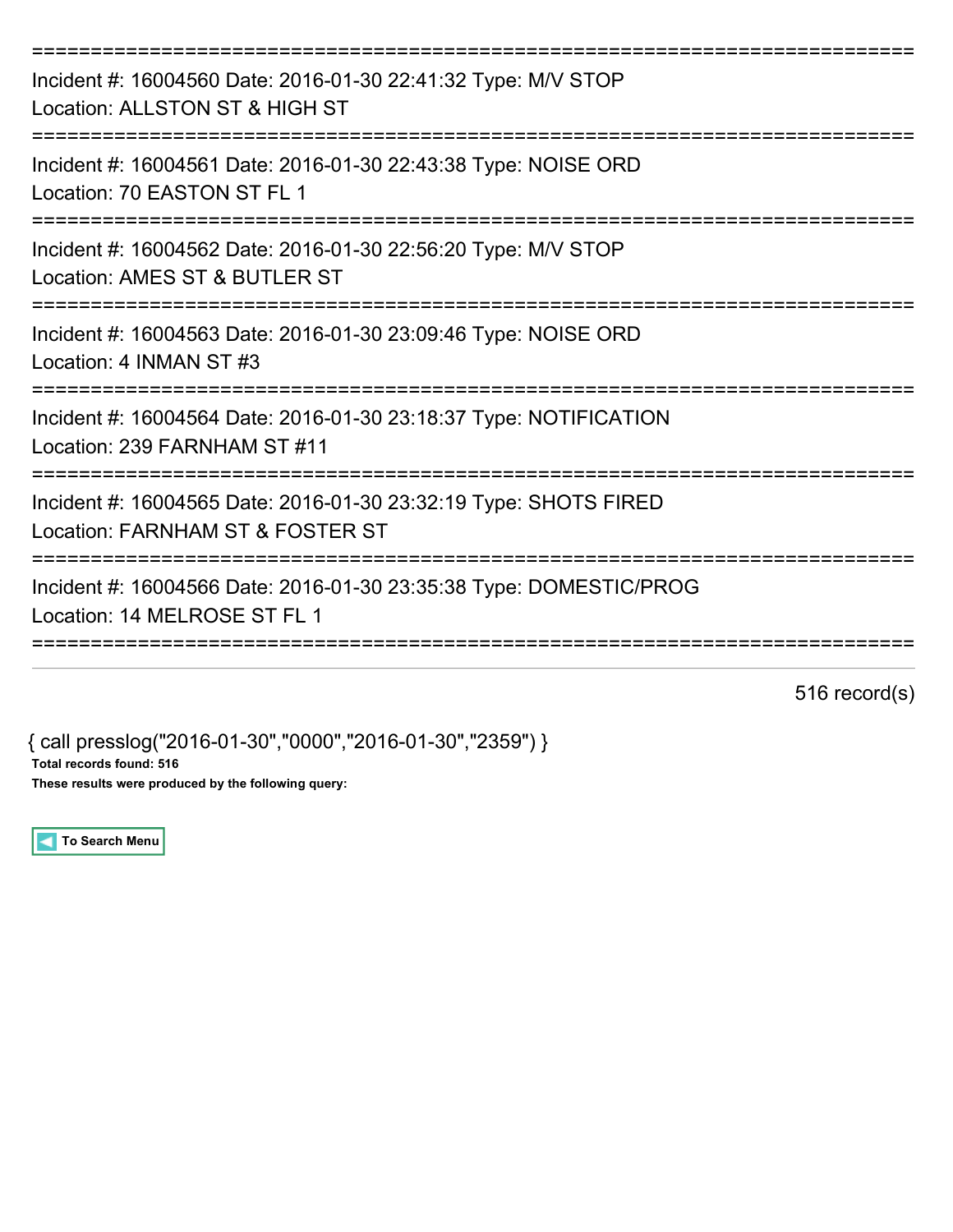===========================================================================

Incident #: 16004560 Date: 2016-01-30 22:41:32 Type: M/V STOP
Location: ALLSTON ST & HIGH ST

===========================================================================

Incident #: 16004561 Date: 2016-01-30 22:43:38 Type: NOISE ORD
Location: 70 EASTON ST FL 1

===========================================================================

Incident #: 16004562 Date: 2016-01-30 22:56:20 Type: M/V STOP
Location: AMES ST & BUTLER ST

===========================================================================

Incident #: 16004563 Date: 2016-01-30 23:09:46 Type: NOISE ORD
Location: 4 INMAN ST #3

===========================================================================

Incident #: 16004564 Date: 2016-01-30 23:18:37 Type: NOTIFICATION
Location: 239 FARNHAM ST #11

===========================================================================

Incident #: 16004565 Date: 2016-01-30 23:32:19 Type: SHOTS FIRED
Location: FARNHAM ST & FOSTER ST

===========================================================================

Incident #: 16004566 Date: 2016-01-30 23:35:38 Type: DOMESTIC/PROG
Location: 14 MELROSE ST FL 1

===========================================================================

516 record(s)

{ call presslog("2016-01-30","0000","2016-01-30","2359") }

**Total records found: 516**

**These results were produced by the following query:**

To Search Menu